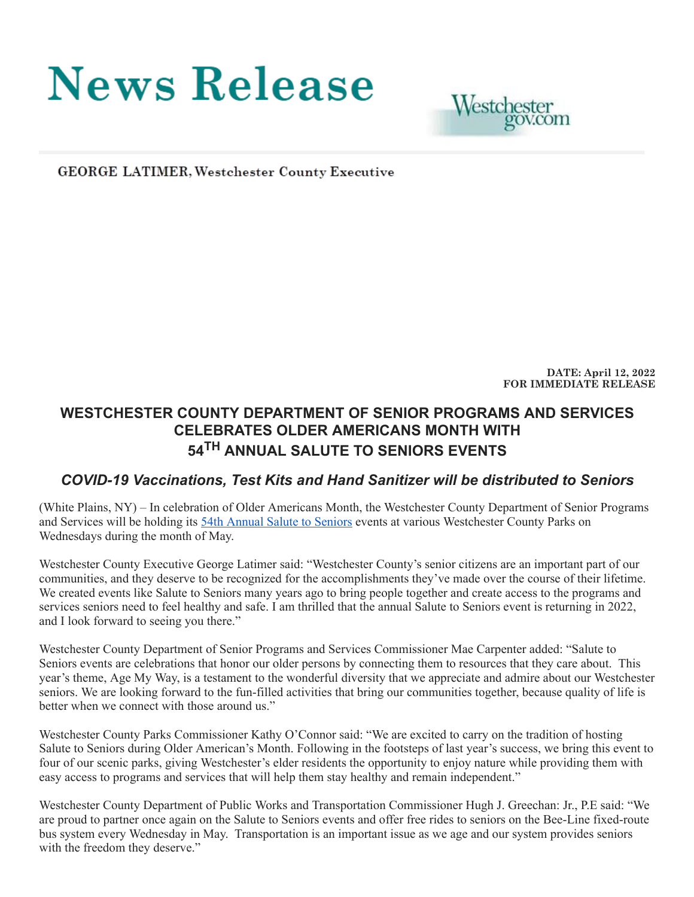# News Release

Westchester gov.com

**GEORGE LATIMER, Westchester County Executive**

**DATE: April 12, 2022**
**FOR IMMEDIATE RELEASE**

## WESTCHESTER COUNTY DEPARTMENT OF SENIOR PROGRAMS AND SERVICES CELEBRATES OLDER AMERICANS MONTH WITH 54TH ANNUAL SALUTE TO SENIORS EVENTS

### *COVID-19 Vaccinations, Test Kits and Hand Sanitizer will be distributed to Seniors*

(White Plains, NY) – In celebration of Older Americans Month, the Westchester County Department of Senior Programs and Services will be holding its 54th Annual Salute to Seniors events at various Westchester County Parks on Wednesdays during the month of May.

Westchester County Executive George Latimer said: "Westchester County's senior citizens are an important part of our communities, and they deserve to be recognized for the accomplishments they've made over the course of their lifetime. We created events like Salute to Seniors many years ago to bring people together and create access to the programs and services seniors need to feel healthy and safe. I am thrilled that the annual Salute to Seniors event is returning in 2022, and I look forward to seeing you there."

Westchester County Department of Senior Programs and Services Commissioner Mae Carpenter added: "Salute to Seniors events are celebrations that honor our older persons by connecting them to resources that they care about. This year's theme, Age My Way, is a testament to the wonderful diversity that we appreciate and admire about our Westchester seniors. We are looking forward to the fun-filled activities that bring our communities together, because quality of life is better when we connect with those around us."

Westchester County Parks Commissioner Kathy O'Connor said: "We are excited to carry on the tradition of hosting Salute to Seniors during Older American's Month. Following in the footsteps of last year's success, we bring this event to four of our scenic parks, giving Westchester's elder residents the opportunity to enjoy nature while providing them with easy access to programs and services that will help them stay healthy and remain independent."

Westchester County Department of Public Works and Transportation Commissioner Hugh J. Greechan: Jr., P.E said: "We are proud to partner once again on the Salute to Seniors events and offer free rides to seniors on the Bee-Line fixed-route bus system every Wednesday in May. Transportation is an important issue as we age and our system provides seniors with the freedom they deserve."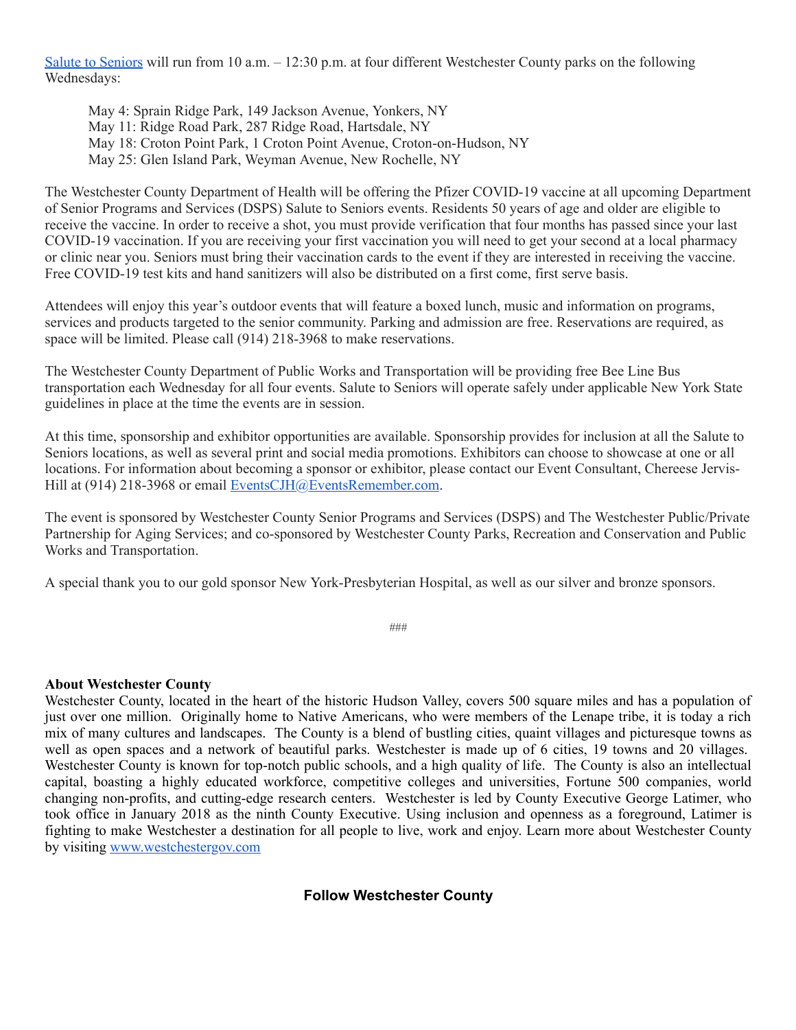[Salute to Seniors](#) will run from 10 a.m. – 12:30 p.m. at four different Westchester County parks on the following Wednesdays:

May 4: Sprain Ridge Park, 149 Jackson Avenue, Yonkers, NY
May 11: Ridge Road Park, 287 Ridge Road, Hartsdale, NY
May 18: Croton Point Park, 1 Croton Point Avenue, Croton-on-Hudson, NY
May 25: Glen Island Park, Weyman Avenue, New Rochelle, NY

The Westchester County Department of Health will be offering the Pfizer COVID-19 vaccine at all upcoming Department of Senior Programs and Services (DSPS) Salute to Seniors events. Residents 50 years of age and older are eligible to receive the vaccine. In order to receive a shot, you must provide verification that four months has passed since your last COVID-19 vaccination. If you are receiving your first vaccination you will need to get your second at a local pharmacy or clinic near you. Seniors must bring their vaccination cards to the event if they are interested in receiving the vaccine. Free COVID-19 test kits and hand sanitizers will also be distributed on a first come, first serve basis.

Attendees will enjoy this year's outdoor events that will feature a boxed lunch, music and information on programs, services and products targeted to the senior community. Parking and admission are free. Reservations are required, as space will be limited. Please call (914) 218-3968 to make reservations.

The Westchester County Department of Public Works and Transportation will be providing free Bee Line Bus transportation each Wednesday for all four events. Salute to Seniors will operate safely under applicable New York State guidelines in place at the time the events are in session.

At this time, sponsorship and exhibitor opportunities are available. Sponsorship provides for inclusion at all the Salute to Seniors locations, as well as several print and social media promotions. Exhibitors can choose to showcase at one or all locations. For information about becoming a sponsor or exhibitor, please contact our Event Consultant, Chereese Jervis-Hill at (914) 218-3968 or email [EventsCJH@EventsRemember.com](mailto:EventsCJH@EventsRemember.com).

The event is sponsored by Westchester County Senior Programs and Services (DSPS) and The Westchester Public/Private Partnership for Aging Services; and co-sponsored by Westchester County Parks, Recreation and Conservation and Public Works and Transportation.

A special thank you to our gold sponsor New York-Presbyterian Hospital, as well as our silver and bronze sponsors.

###

**About Westchester County**

Westchester County, located in the heart of the historic Hudson Valley, covers 500 square miles and has a population of just over one million. Originally home to Native Americans, who were members of the Lenape tribe, it is today a rich mix of many cultures and landscapes. The County is a blend of bustling cities, quaint villages and picturesque towns as well as open spaces and a network of beautiful parks. Westchester is made up of 6 cities, 19 towns and 20 villages. Westchester County is known for top-notch public schools, and a high quality of life. The County is also an intellectual capital, boasting a highly educated workforce, competitive colleges and universities, Fortune 500 companies, world changing non-profits, and cutting-edge research centers. Westchester is led by County Executive George Latimer, who took office in January 2018 as the ninth County Executive. Using inclusion and openness as a foreground, Latimer is fighting to make Westchester a destination for all people to live, work and enjoy. Learn more about Westchester County by visiting [www.westchestergov.com](http://www.westchestergov.com)

**Follow Westchester County**